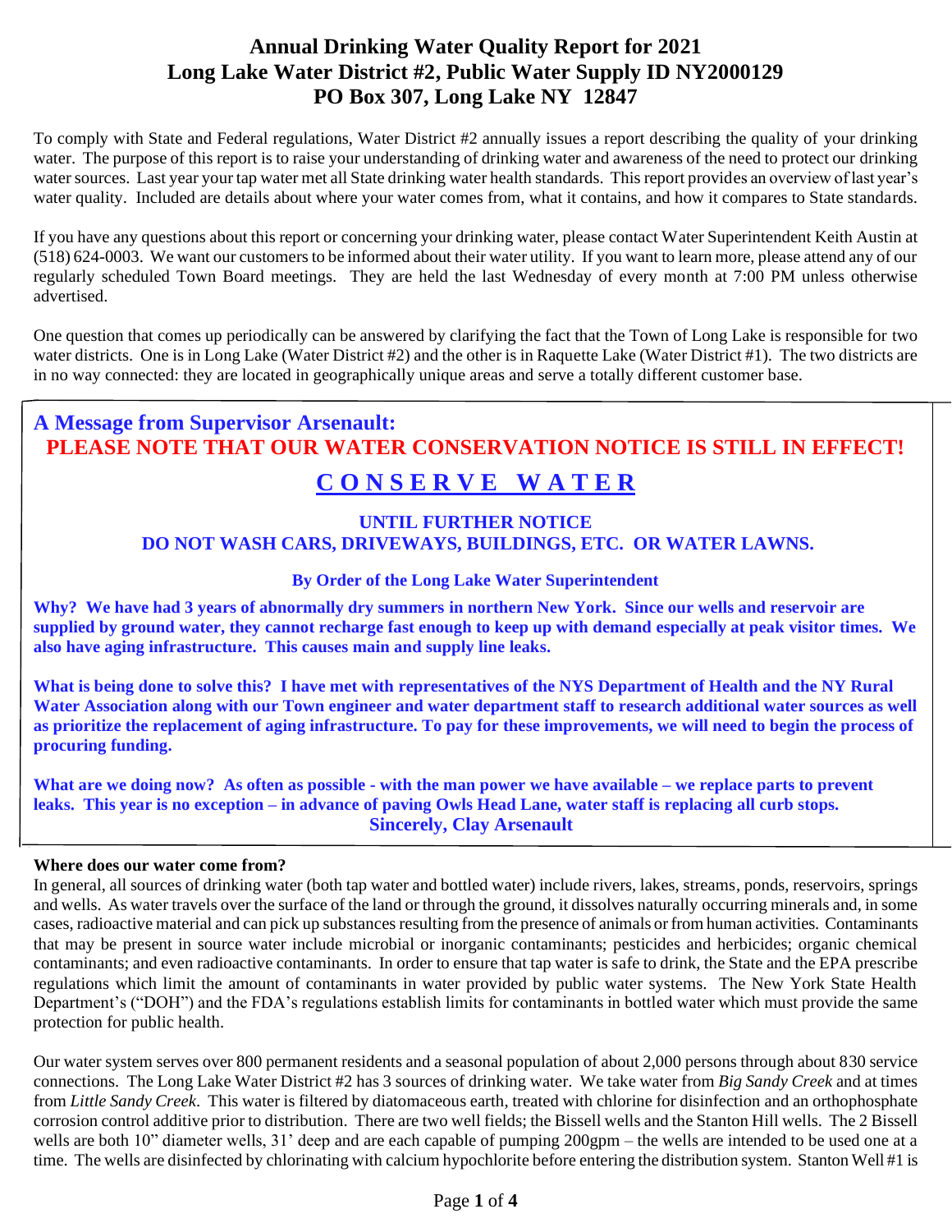# Annual Drinking Water Quality Report for 2021
# Long Lake Water District #2, Public Water Supply ID NY2000129
# PO Box 307, Long Lake NY 12847

To comply with State and Federal regulations, Water District #2 annually issues a report describing the quality of your drinking water. The purpose of this report is to raise your understanding of drinking water and awareness of the need to protect our drinking water sources. Last year your tap water met all State drinking water health standards. This report provides an overview of last year's water quality. Included are details about where your water comes from, what it contains, and how it compares to State standards.

If you have any questions about this report or concerning your drinking water, please contact Water Superintendent Keith Austin at (518) 624-0003. We want our customers to be informed about their water utility. If you want to learn more, please attend any of our regularly scheduled Town Board meetings. They are held the last Wednesday of every month at 7:00 PM unless otherwise advertised.

One question that comes up periodically can be answered by clarifying the fact that the Town of Long Lake is responsible for two water districts. One is in Long Lake (Water District #2) and the other is in Raquette Lake (Water District #1). The two districts are in no way connected: they are located in geographically unique areas and serve a totally different customer base.

## A Message from Supervisor Arsenault:

**PLEASE NOTE THAT OUR WATER CONSERVATION NOTICE IS STILL IN EFFECT!**

**C O N S E R V E   W A T E R**

**UNTIL FURTHER NOTICE**
**DO NOT WASH CARS, DRIVEWAYS, BUILDINGS, ETC. OR WATER LAWNS.**

**By Order of the Long Lake Water Superintendent**

**Why? We have had 3 years of abnormally dry summers in northern New York. Since our wells and reservoir are supplied by ground water, they cannot recharge fast enough to keep up with demand especially at peak visitor times. We also have aging infrastructure. This causes main and supply line leaks.**

**What is being done to solve this? I have met with representatives of the NYS Department of Health and the NY Rural Water Association along with our Town engineer and water department staff to research additional water sources as well as prioritize the replacement of aging infrastructure. To pay for these improvements, we will need to begin the process of procuring funding.**

**What are we doing now? As often as possible - with the man power we have available – we replace parts to prevent leaks. This year is no exception – in advance of paving Owls Head Lane, water staff is replacing all curb stops.**

**Sincerely, Clay Arsenault**

**Where does our water come from?**

In general, all sources of drinking water (both tap water and bottled water) include rivers, lakes, streams, ponds, reservoirs, springs and wells. As water travels over the surface of the land or through the ground, it dissolves naturally occurring minerals and, in some cases, radioactive material and can pick up substances resulting from the presence of animals or from human activities. Contaminants that may be present in source water include microbial or inorganic contaminants; pesticides and herbicides; organic chemical contaminants; and even radioactive contaminants. In order to ensure that tap water is safe to drink, the State and the EPA prescribe regulations which limit the amount of contaminants in water provided by public water systems. The New York State Health Department's ("DOH") and the FDA's regulations establish limits for contaminants in bottled water which must provide the same protection for public health.

Our water system serves over 800 permanent residents and a seasonal population of about 2,000 persons through about 830 service connections. The Long Lake Water District #2 has 3 sources of drinking water. We take water from *Big Sandy Creek* and at times from *Little Sandy Creek*. This water is filtered by diatomaceous earth, treated with chlorine for disinfection and an orthophosphate corrosion control additive prior to distribution. There are two well fields; the Bissell wells and the Stanton Hill wells. The 2 Bissell wells are both 10" diameter wells, 31' deep and are each capable of pumping 200gpm – the wells are intended to be used one at a time. The wells are disinfected by chlorinating with calcium hypochlorite before entering the distribution system. Stanton Well #1 is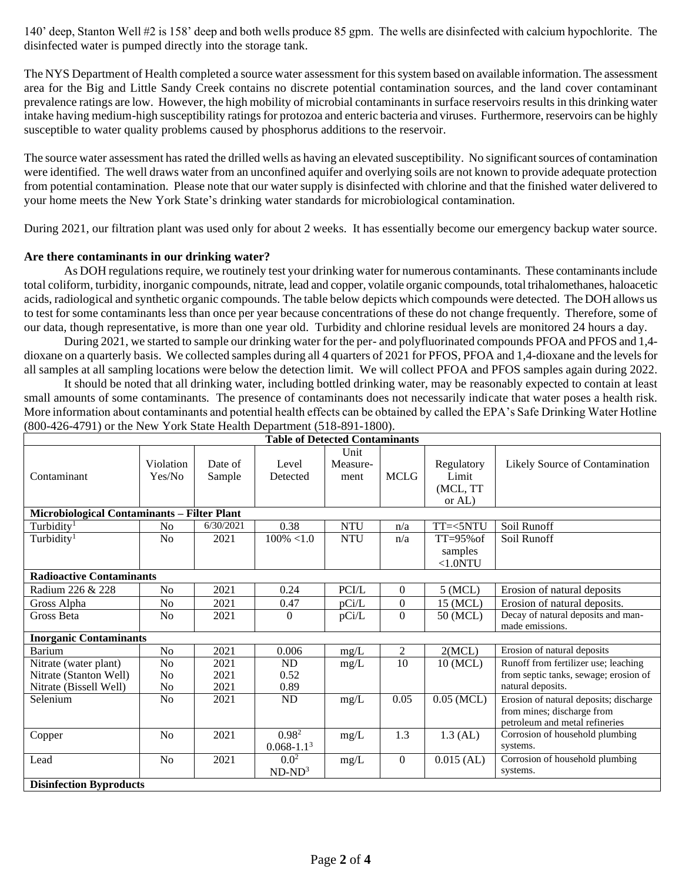140' deep, Stanton Well #2 is 158' deep and both wells produce 85 gpm. The wells are disinfected with calcium hypochlorite. The disinfected water is pumped directly into the storage tank.

The NYS Department of Health completed a source water assessment for this system based on available information. The assessment area for the Big and Little Sandy Creek contains no discrete potential contamination sources, and the land cover contaminant prevalence ratings are low. However, the high mobility of microbial contaminants in surface reservoirs results in this drinking water intake having medium-high susceptibility ratings for protozoa and enteric bacteria and viruses. Furthermore, reservoirs can be highly susceptible to water quality problems caused by phosphorus additions to the reservoir.

The source water assessment has rated the drilled wells as having an elevated susceptibility. No significant sources of contamination were identified. The well draws water from an unconfined aquifer and overlying soils are not known to provide adequate protection from potential contamination. Please note that our water supply is disinfected with chlorine and that the finished water delivered to your home meets the New York State's drinking water standards for microbiological contamination.

During 2021, our filtration plant was used only for about 2 weeks. It has essentially become our emergency backup water source.

**Are there contaminants in our drinking water?**

As DOH regulations require, we routinely test your drinking water for numerous contaminants. These contaminants include total coliform, turbidity, inorganic compounds, nitrate, lead and copper, volatile organic compounds, total trihalomethanes, haloacetic acids, radiological and synthetic organic compounds. The table below depicts which compounds were detected. The DOH allows us to test for some contaminants less than once per year because concentrations of these do not change frequently. Therefore, some of our data, though representative, is more than one year old. Turbidity and chlorine residual levels are monitored 24 hours a day.

During 2021, we started to sample our drinking water for the per- and polyfluorinated compounds PFOA and PFOS and 1,4-dioxane on a quarterly basis. We collected samples during all 4 quarters of 2021 for PFOS, PFOA and 1,4-dioxane and the levels for all samples at all sampling locations were below the detection limit. We will collect PFOA and PFOS samples again during 2022.

It should be noted that all drinking water, including bottled drinking water, may be reasonably expected to contain at least small amounts of some contaminants. The presence of contaminants does not necessarily indicate that water poses a health risk. More information about contaminants and potential health effects can be obtained by called the EPA's Safe Drinking Water Hotline (800-426-4791) or the New York State Health Department (518-891-1800).

**Table of Detected Contaminants**

| Contaminant | Violation Yes/No | Date of Sample | Level Detected | Unit Measure-ment | MCLG | Regulatory Limit (MCL, TT or AL) | Likely Source of Contamination |
|---|---|---|---|---|---|---|---|
| **Microbiological Contaminants – Filter Plant** | | | | | | | |
| Turbidity[1] | No | 6/30/2021 | 0.38 | NTU | n/a | TT=<5NTU | Soil Runoff |
| Turbidity[1] | No | 2021 | 100% <1.0 | NTU | n/a | TT=95%of samples <1.0NTU | Soil Runoff |
| **Radioactive Contaminants** | | | | | | | |
| Radium 226 & 228 | No | 2021 | 0.24 | PCI/L | 0 | 5 (MCL) | Erosion of natural deposits |
| Gross Alpha | No | 2021 | 0.47 | pCi/L | 0 | 15 (MCL) | Erosion of natural deposits. |
| Gross Beta | No | 2021 | 0 | pCi/L | 0 | 50 (MCL) | Decay of natural deposits and man-made emissions. |
| **Inorganic Contaminants** | | | | | | | |
| Barium | No | 2021 | 0.006 | mg/L | 2 | 2(MCL) | Erosion of natural deposits |
| Nitrate (water plant)<br>Nitrate (Stanton Well)<br>Nitrate (Bissell Well) | No<br>No<br>No | 2021<br>2021<br>2021 | ND<br>0.52<br>0.89 | mg/L | 10 | 10 (MCL) | Runoff from fertilizer use; leaching from septic tanks, sewage; erosion of natural deposits. |
| Selenium | No | 2021 | ND | mg/L | 0.05 | 0.05 (MCL) | Erosion of natural deposits; discharge from mines; discharge from petroleum and metal refineries |
| Copper | No | 2021 | 0.98[2]<br>0.068-1.1[3] | mg/L | 1.3 | 1.3 (AL) | Corrosion of household plumbing systems. |
| Lead | No | 2021 | 0.0[2]<br>ND-ND[3] | mg/L | 0 | 0.015 (AL) | Corrosion of household plumbing systems. |
| **Disinfection Byproducts** | | | | | | | |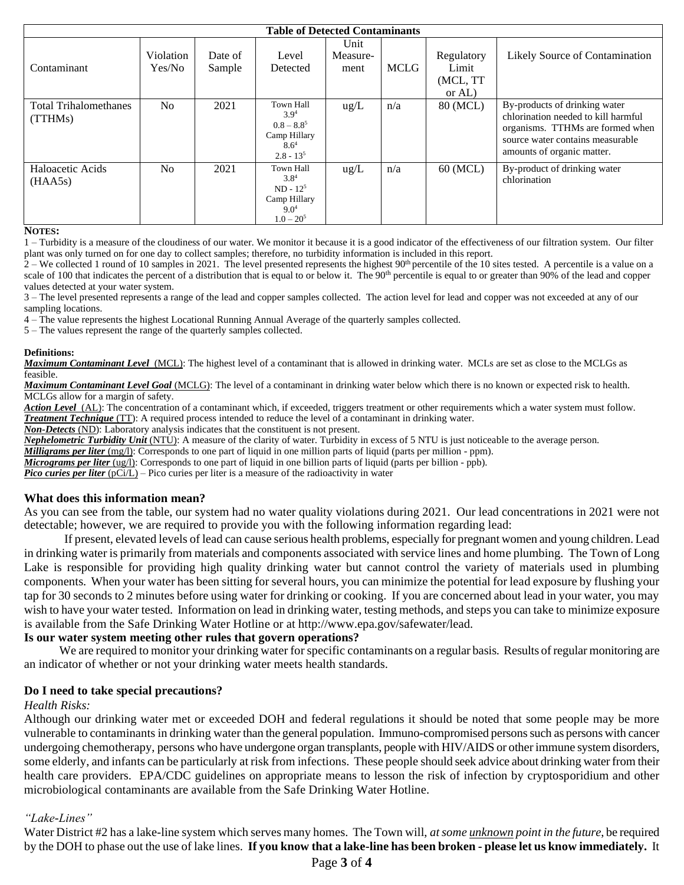| Table of Detected Contaminants | | | | | | | |
|---|---|---|---|---|---|---|---|
| Contaminant | Violation Yes/No | Date of Sample | Level Detected | Unit Measure-ment | MCLG | Regulatory Limit (MCL, TT or AL) | Likely Source of Contamination |
| Total Trihalomethanes (TTHMs) | No | 2021 | Town Hall 3.9[4] 0.8 – 8.8[5] Camp Hillary 8.6[4] 2.8 - 13[5] | ug/L | n/a | 80 (MCL) | By-products of drinking water chlorination needed to kill harmful organisms. TTHMs are formed when source water contains measurable amounts of organic matter. |
| Haloacetic Acids (HAA5s) | No | 2021 | Town Hall 3.8[4] ND - 12[5] Camp Hillary 9.0[4] 1.0 – 20[5] | ug/L | n/a | 60 (MCL) | By-product of drinking water chlorination |

**NOTES:**

1 – Turbidity is a measure of the cloudiness of our water. We monitor it because it is a good indicator of the effectiveness of our filtration system. Our filter plant was only turned on for one day to collect samples; therefore, no turbidity information is included in this report.

2 – We collected 1 round of 10 samples in 2021. The level presented represents the highest 90th percentile of the 10 sites tested. A percentile is a value on a scale of 100 that indicates the percent of a distribution that is equal to or below it. The 90th percentile is equal to or greater than 90% of the lead and copper values detected at your water system.

3 – The level presented represents a range of the lead and copper samples collected. The action level for lead and copper was not exceeded at any of our sampling locations.

4 – The value represents the highest Locational Running Annual Average of the quarterly samples collected.

5 – The values represent the range of the quarterly samples collected.

**Definitions:**

***Maximum Contaminant Level*** (MCL): The highest level of a contaminant that is allowed in drinking water. MCLs are set as close to the MCLGs as feasible.

***Maximum Contaminant Level Goal*** (MCLG): The level of a contaminant in drinking water below which there is no known or expected risk to health. MCLGs allow for a margin of safety.

***Action Level*** (AL): The concentration of a contaminant which, if exceeded, triggers treatment or other requirements which a water system must follow.

***Treatment Technique*** (TT): A required process intended to reduce the level of a contaminant in drinking water.

***Non-Detects*** (ND): Laboratory analysis indicates that the constituent is not present.

***Nephelometric Turbidity Unit*** (NTU): A measure of the clarity of water. Turbidity in excess of 5 NTU is just noticeable to the average person.

***Milligrams per liter*** (mg/l): Corresponds to one part of liquid in one million parts of liquid (parts per million - ppm).

***Micrograms per liter*** (ug/l): Corresponds to one part of liquid in one billion parts of liquid (parts per billion - ppb).

***Pico curies per liter*** (pCi/L) – Pico curies per liter is a measure of the radioactivity in water

### What does this information mean?

As you can see from the table, our system had no water quality violations during 2021. Our lead concentrations in 2021 were not detectable; however, we are required to provide you with the following information regarding lead:

If present, elevated levels of lead can cause serious health problems, especially for pregnant women and young children. Lead in drinking water is primarily from materials and components associated with service lines and home plumbing. The Town of Long Lake is responsible for providing high quality drinking water but cannot control the variety of materials used in plumbing components. When your water has been sitting for several hours, you can minimize the potential for lead exposure by flushing your tap for 30 seconds to 2 minutes before using water for drinking or cooking. If you are concerned about lead in your water, you may wish to have your water tested. Information on lead in drinking water, testing methods, and steps you can take to minimize exposure is available from the Safe Drinking Water Hotline or at http://www.epa.gov/safewater/lead.

### Is our water system meeting other rules that govern operations?

We are required to monitor your drinking water for specific contaminants on a regular basis. Results of regular monitoring are an indicator of whether or not your drinking water meets health standards.

### Do I need to take special precautions?

*Health Risks:*

Although our drinking water met or exceeded DOH and federal regulations it should be noted that some people may be more vulnerable to contaminants in drinking water than the general population. Immuno-compromised persons such as persons with cancer undergoing chemotherapy, persons who have undergone organ transplants, people with HIV/AIDS or other immune system disorders, some elderly, and infants can be particularly at risk from infections. These people should seek advice about drinking water from their health care providers. EPA/CDC guidelines on appropriate means to lesson the risk of infection by cryptosporidium and other microbiological contaminants are available from the Safe Drinking Water Hotline.

*"Lake-Lines"*

Water District #2 has a lake-line system which serves many homes. The Town will, *at some unknown point in the future*, be required by the DOH to phase out the use of lake lines. **If you know that a lake-line has been broken - please let us know immediately.** It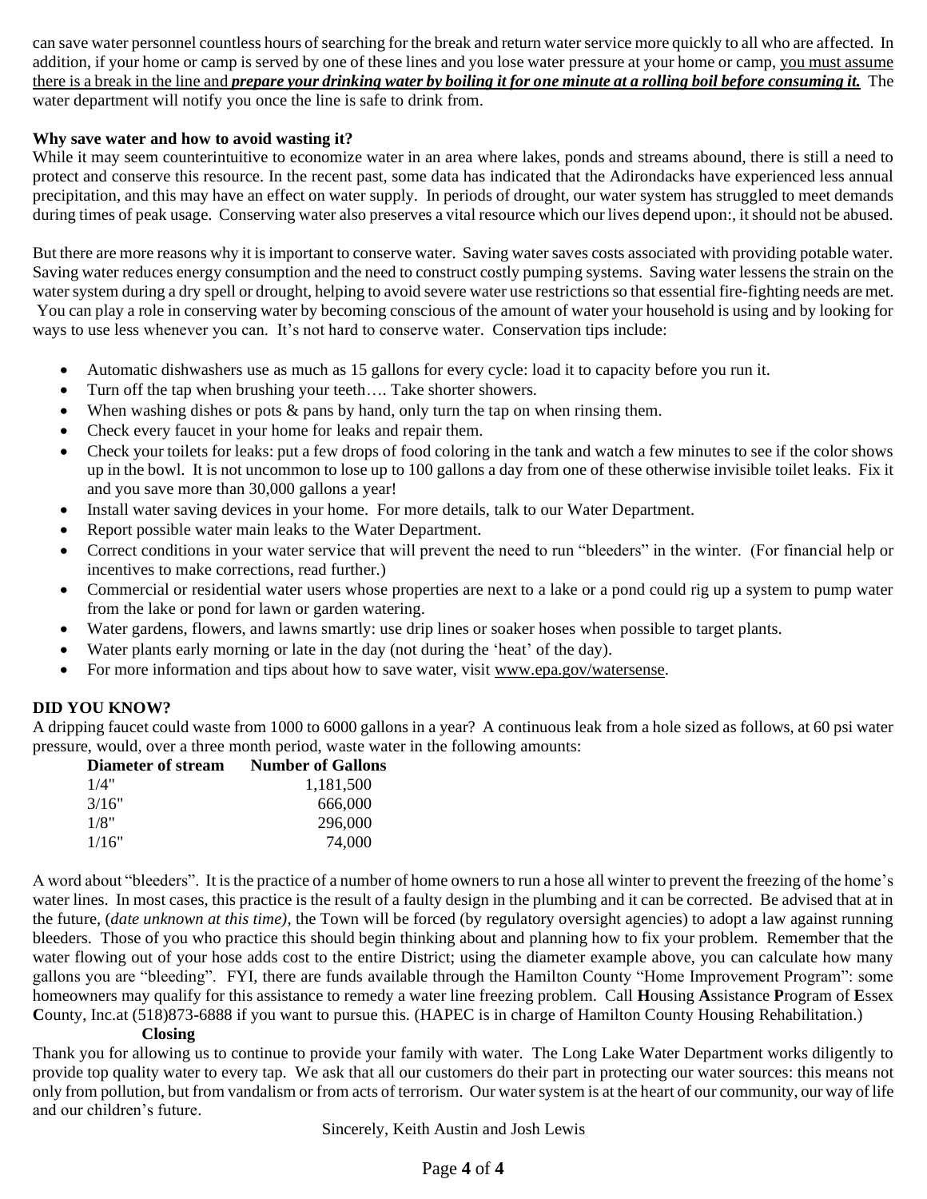can save water personnel countless hours of searching for the break and return water service more quickly to all who are affected. In addition, if your home or camp is served by one of these lines and you lose water pressure at your home or camp, you must assume there is a break in the line and ***prepare your drinking water by boiling it for one minute at a rolling boil before consuming it.*** The water department will notify you once the line is safe to drink from.

**Why save water and how to avoid wasting it?**

While it may seem counterintuitive to economize water in an area where lakes, ponds and streams abound, there is still a need to protect and conserve this resource. In the recent past, some data has indicated that the Adirondacks have experienced less annual precipitation, and this may have an effect on water supply. In periods of drought, our water system has struggled to meet demands during times of peak usage. Conserving water also preserves a vital resource which our lives depend upon:, it should not be abused.

But there are more reasons why it is important to conserve water. Saving water saves costs associated with providing potable water. Saving water reduces energy consumption and the need to construct costly pumping systems. Saving water lessens the strain on the water system during a dry spell or drought, helping to avoid severe water use restrictions so that essential fire-fighting needs are met. You can play a role in conserving water by becoming conscious of the amount of water your household is using and by looking for ways to use less whenever you can. It's not hard to conserve water. Conservation tips include:

- Automatic dishwashers use as much as 15 gallons for every cycle: load it to capacity before you run it.
- Turn off the tap when brushing your teeth…. Take shorter showers.
- When washing dishes or pots & pans by hand, only turn the tap on when rinsing them.
- Check every faucet in your home for leaks and repair them.
- Check your toilets for leaks: put a few drops of food coloring in the tank and watch a few minutes to see if the color shows up in the bowl. It is not uncommon to lose up to 100 gallons a day from one of these otherwise invisible toilet leaks. Fix it and you save more than 30,000 gallons a year!
- Install water saving devices in your home. For more details, talk to our Water Department.
- Report possible water main leaks to the Water Department.
- Correct conditions in your water service that will prevent the need to run "bleeders" in the winter. (For financial help or incentives to make corrections, read further.)
- Commercial or residential water users whose properties are next to a lake or a pond could rig up a system to pump water from the lake or pond for lawn or garden watering.
- Water gardens, flowers, and lawns smartly: use drip lines or soaker hoses when possible to target plants.
- Water plants early morning or late in the day (not during the 'heat' of the day).
- For more information and tips about how to save water, visit www.epa.gov/watersense.

**DID YOU KNOW?**

A dripping faucet could waste from 1000 to 6000 gallons in a year? A continuous leak from a hole sized as follows, at 60 psi water pressure, would, over a three month period, waste water in the following amounts:

| Diameter of stream | Number of Gallons |
|---|---|
| 1/4" | 1,181,500 |
| 3/16" | 666,000 |
| 1/8" | 296,000 |
| 1/16" | 74,000 |

A word about "bleeders". It is the practice of a number of home owners to run a hose all winter to prevent the freezing of the home's water lines. In most cases, this practice is the result of a faulty design in the plumbing and it can be corrected. Be advised that at in the future, (*date unknown at this time)*, the Town will be forced (by regulatory oversight agencies) to adopt a law against running bleeders. Those of you who practice this should begin thinking about and planning how to fix your problem. Remember that the water flowing out of your hose adds cost to the entire District; using the diameter example above, you can calculate how many gallons you are "bleeding". FYI, there are funds available through the Hamilton County "Home Improvement Program": some homeowners may qualify for this assistance to remedy a water line freezing problem. Call **H**ousing **A**ssistance **P**rogram of **E**ssex **C**ounty, Inc.at (518)873-6888 if you want to pursue this. (HAPEC is in charge of Hamilton County Housing Rehabilitation.)

**Closing**

Thank you for allowing us to continue to provide your family with water. The Long Lake Water Department works diligently to provide top quality water to every tap. We ask that all our customers do their part in protecting our water sources: this means not only from pollution, but from vandalism or from acts of terrorism. Our water system is at the heart of our community, our way of life and our children's future.

Sincerely, Keith Austin and Josh Lewis